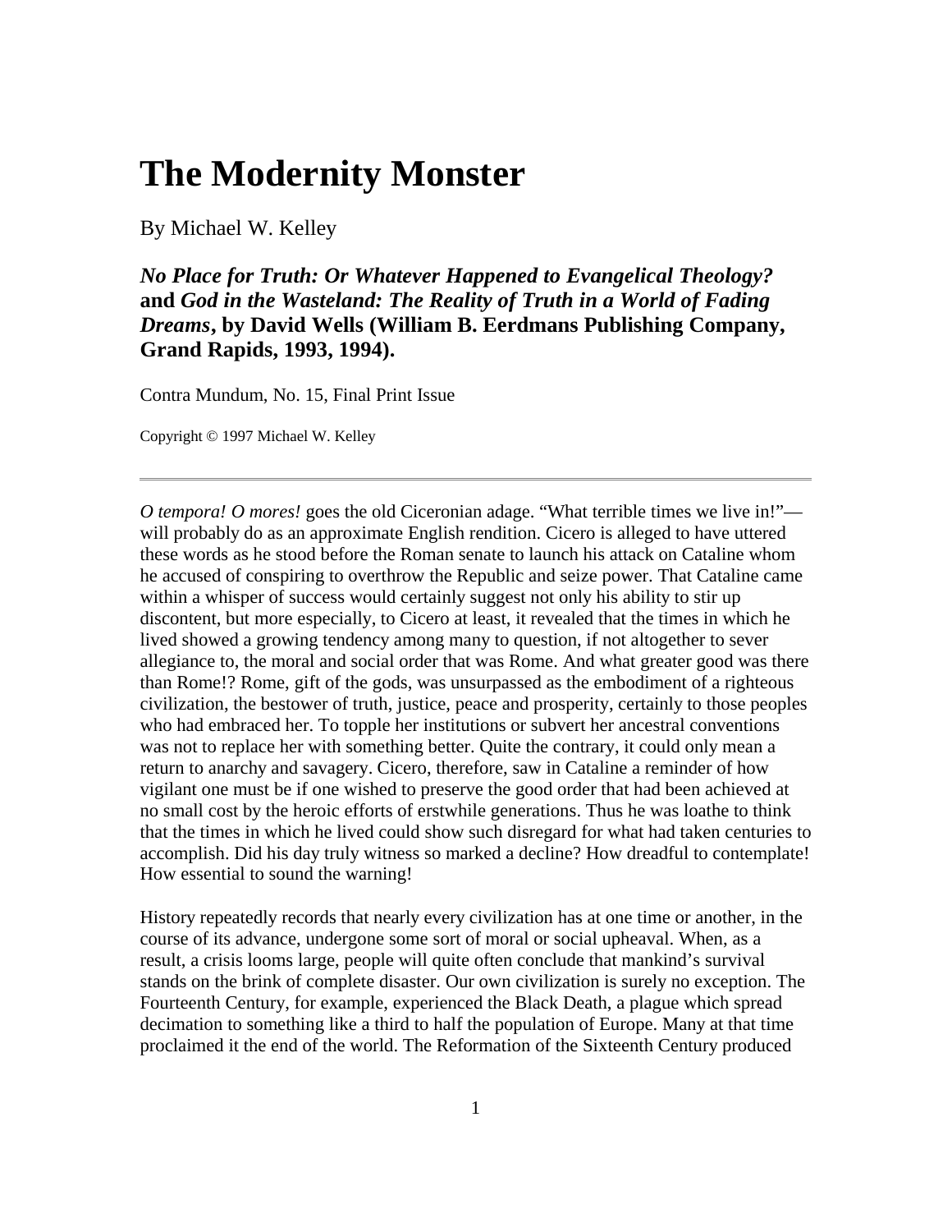# The Modernity Monster

By Michael W. Kelley

***No Place for Truth: Or Whatever Happened to Evangelical Theology?*** **and *God in the Wasteland: The Reality of Truth in a World of Fading Dreams*, by David Wells (William B. Eerdmans Publishing Company, Grand Rapids, 1993, 1994).**

Contra Mundum, No. 15, Final Print Issue

Copyright © 1997 Michael W. Kelley

---

*O tempora! O mores!* goes the old Ciceronian adage. "What terrible times we live in!"—will probably do as an approximate English rendition. Cicero is alleged to have uttered these words as he stood before the Roman senate to launch his attack on Cataline whom he accused of conspiring to overthrow the Republic and seize power. That Cataline came within a whisper of success would certainly suggest not only his ability to stir up discontent, but more especially, to Cicero at least, it revealed that the times in which he lived showed a growing tendency among many to question, if not altogether to sever allegiance to, the moral and social order that was Rome. And what greater good was there than Rome!? Rome, gift of the gods, was unsurpassed as the embodiment of a righteous civilization, the bestower of truth, justice, peace and prosperity, certainly to those peoples who had embraced her. To topple her institutions or subvert her ancestral conventions was not to replace her with something better. Quite the contrary, it could only mean a return to anarchy and savagery. Cicero, therefore, saw in Cataline a reminder of how vigilant one must be if one wished to preserve the good order that had been achieved at no small cost by the heroic efforts of erstwhile generations. Thus he was loathe to think that the times in which he lived could show such disregard for what had taken centuries to accomplish. Did his day truly witness so marked a decline? How dreadful to contemplate! How essential to sound the warning!

History repeatedly records that nearly every civilization has at one time or another, in the course of its advance, undergone some sort of moral or social upheaval. When, as a result, a crisis looms large, people will quite often conclude that mankind's survival stands on the brink of complete disaster. Our own civilization is surely no exception. The Fourteenth Century, for example, experienced the Black Death, a plague which spread decimation to something like a third to half the population of Europe. Many at that time proclaimed it the end of the world. The Reformation of the Sixteenth Century produced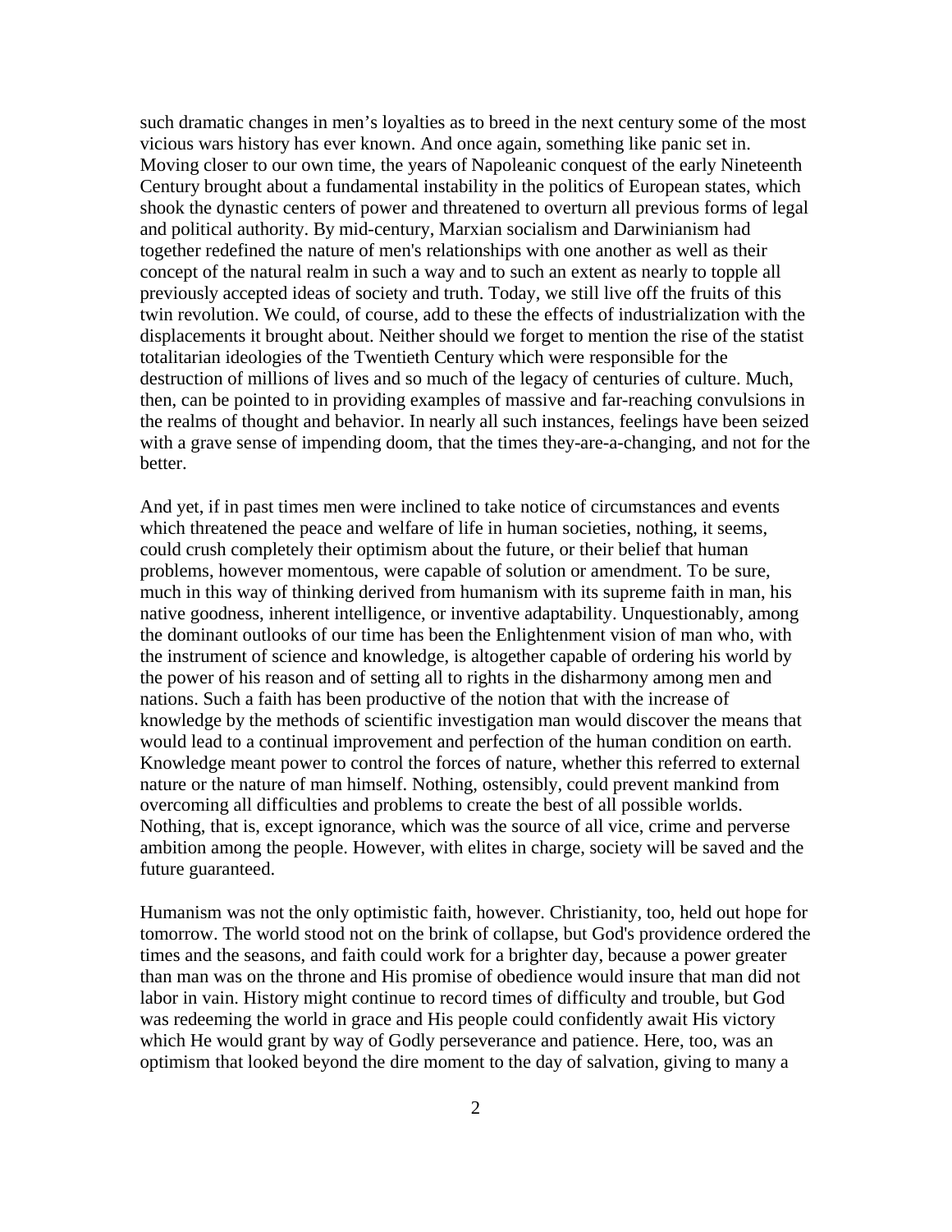such dramatic changes in men's loyalties as to breed in the next century some of the most vicious wars history has ever known. And once again, something like panic set in. Moving closer to our own time, the years of Napoleanic conquest of the early Nineteenth Century brought about a fundamental instability in the politics of European states, which shook the dynastic centers of power and threatened to overturn all previous forms of legal and political authority. By mid-century, Marxian socialism and Darwinianism had together redefined the nature of men's relationships with one another as well as their concept of the natural realm in such a way and to such an extent as nearly to topple all previously accepted ideas of society and truth. Today, we still live off the fruits of this twin revolution. We could, of course, add to these the effects of industrialization with the displacements it brought about. Neither should we forget to mention the rise of the statist totalitarian ideologies of the Twentieth Century which were responsible for the destruction of millions of lives and so much of the legacy of centuries of culture. Much, then, can be pointed to in providing examples of massive and far-reaching convulsions in the realms of thought and behavior. In nearly all such instances, feelings have been seized with a grave sense of impending doom, that the times they-are-a-changing, and not for the better.

And yet, if in past times men were inclined to take notice of circumstances and events which threatened the peace and welfare of life in human societies, nothing, it seems, could crush completely their optimism about the future, or their belief that human problems, however momentous, were capable of solution or amendment. To be sure, much in this way of thinking derived from humanism with its supreme faith in man, his native goodness, inherent intelligence, or inventive adaptability. Unquestionably, among the dominant outlooks of our time has been the Enlightenment vision of man who, with the instrument of science and knowledge, is altogether capable of ordering his world by the power of his reason and of setting all to rights in the disharmony among men and nations. Such a faith has been productive of the notion that with the increase of knowledge by the methods of scientific investigation man would discover the means that would lead to a continual improvement and perfection of the human condition on earth. Knowledge meant power to control the forces of nature, whether this referred to external nature or the nature of man himself. Nothing, ostensibly, could prevent mankind from overcoming all difficulties and problems to create the best of all possible worlds. Nothing, that is, except ignorance, which was the source of all vice, crime and perverse ambition among the people. However, with elites in charge, society will be saved and the future guaranteed.

Humanism was not the only optimistic faith, however. Christianity, too, held out hope for tomorrow. The world stood not on the brink of collapse, but God's providence ordered the times and the seasons, and faith could work for a brighter day, because a power greater than man was on the throne and His promise of obedience would insure that man did not labor in vain. History might continue to record times of difficulty and trouble, but God was redeeming the world in grace and His people could confidently await His victory which He would grant by way of Godly perseverance and patience. Here, too, was an optimism that looked beyond the dire moment to the day of salvation, giving to many a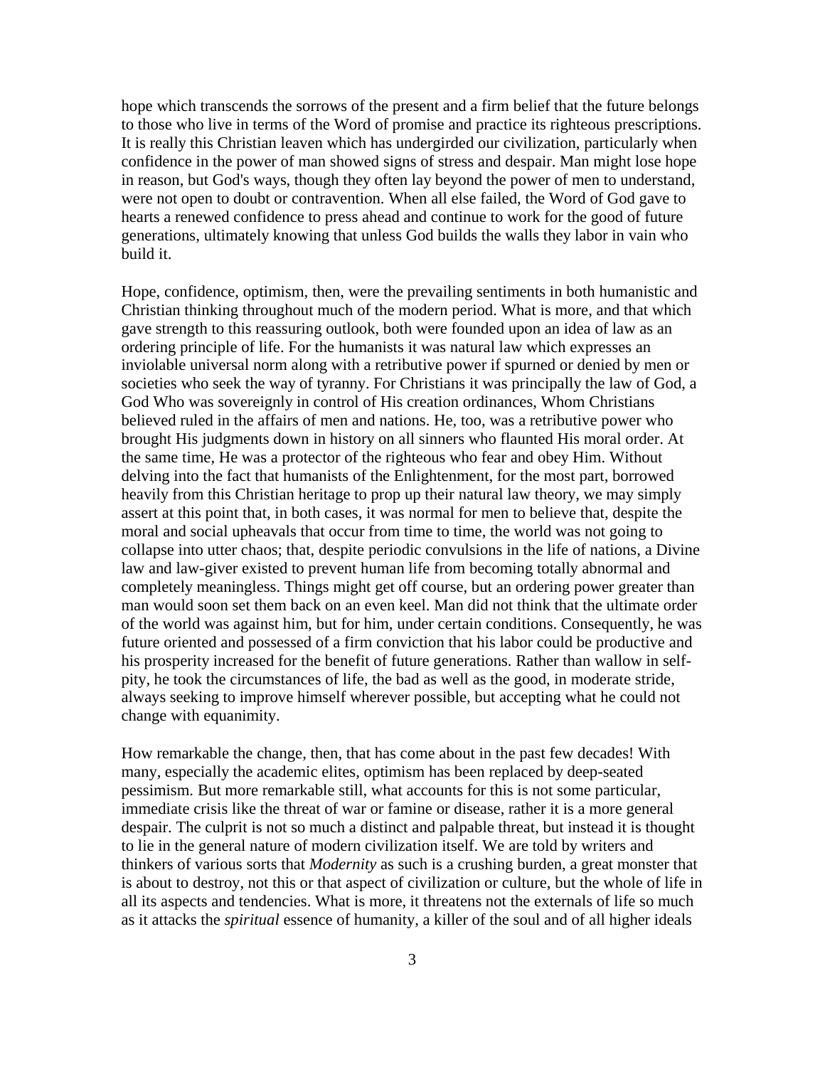hope which transcends the sorrows of the present and a firm belief that the future belongs to those who live in terms of the Word of promise and practice its righteous prescriptions. It is really this Christian leaven which has undergirded our civilization, particularly when confidence in the power of man showed signs of stress and despair. Man might lose hope in reason, but God's ways, though they often lay beyond the power of men to understand, were not open to doubt or contravention. When all else failed, the Word of God gave to hearts a renewed confidence to press ahead and continue to work for the good of future generations, ultimately knowing that unless God builds the walls they labor in vain who build it.

Hope, confidence, optimism, then, were the prevailing sentiments in both humanistic and Christian thinking throughout much of the modern period. What is more, and that which gave strength to this reassuring outlook, both were founded upon an idea of law as an ordering principle of life. For the humanists it was natural law which expresses an inviolable universal norm along with a retributive power if spurned or denied by men or societies who seek the way of tyranny. For Christians it was principally the law of God, a God Who was sovereignly in control of His creation ordinances, Whom Christians believed ruled in the affairs of men and nations. He, too, was a retributive power who brought His judgments down in history on all sinners who flaunted His moral order. At the same time, He was a protector of the righteous who fear and obey Him. Without delving into the fact that humanists of the Enlightenment, for the most part, borrowed heavily from this Christian heritage to prop up their natural law theory, we may simply assert at this point that, in both cases, it was normal for men to believe that, despite the moral and social upheavals that occur from time to time, the world was not going to collapse into utter chaos; that, despite periodic convulsions in the life of nations, a Divine law and law-giver existed to prevent human life from becoming totally abnormal and completely meaningless. Things might get off course, but an ordering power greater than man would soon set them back on an even keel. Man did not think that the ultimate order of the world was against him, but for him, under certain conditions. Consequently, he was future oriented and possessed of a firm conviction that his labor could be productive and his prosperity increased for the benefit of future generations. Rather than wallow in self-pity, he took the circumstances of life, the bad as well as the good, in moderate stride, always seeking to improve himself wherever possible, but accepting what he could not change with equanimity.

How remarkable the change, then, that has come about in the past few decades! With many, especially the academic elites, optimism has been replaced by deep-seated pessimism. But more remarkable still, what accounts for this is not some particular, immediate crisis like the threat of war or famine or disease, rather it is a more general despair. The culprit is not so much a distinct and palpable threat, but instead it is thought to lie in the general nature of modern civilization itself. We are told by writers and thinkers of various sorts that *Modernity* as such is a crushing burden, a great monster that is about to destroy, not this or that aspect of civilization or culture, but the whole of life in all its aspects and tendencies. What is more, it threatens not the externals of life so much as it attacks the *spiritual* essence of humanity, a killer of the soul and of all higher ideals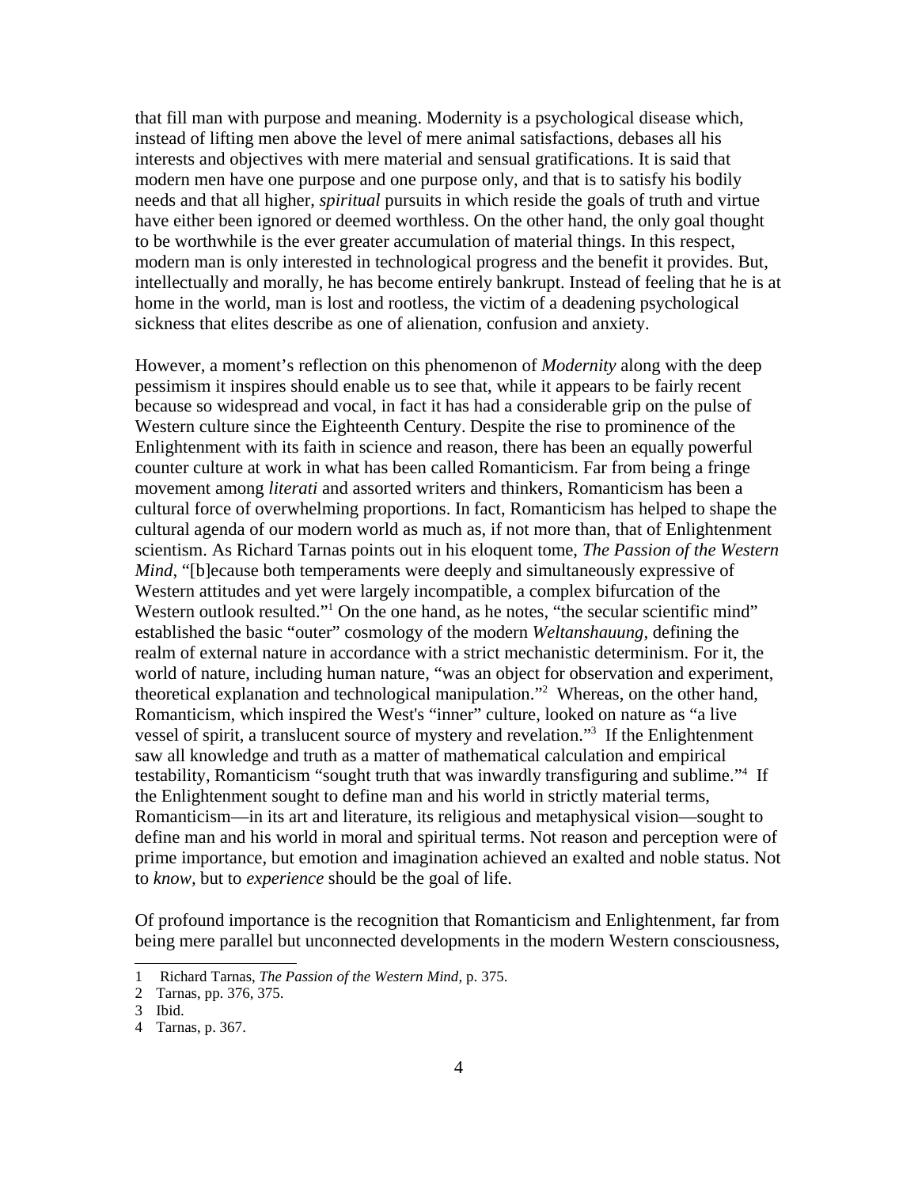that fill man with purpose and meaning. Modernity is a psychological disease which, instead of lifting men above the level of mere animal satisfactions, debases all his interests and objectives with mere material and sensual gratifications. It is said that modern men have one purpose and one purpose only, and that is to satisfy his bodily needs and that all higher, *spiritual* pursuits in which reside the goals of truth and virtue have either been ignored or deemed worthless. On the other hand, the only goal thought to be worthwhile is the ever greater accumulation of material things. In this respect, modern man is only interested in technological progress and the benefit it provides. But, intellectually and morally, he has become entirely bankrupt. Instead of feeling that he is at home in the world, man is lost and rootless, the victim of a deadening psychological sickness that elites describe as one of alienation, confusion and anxiety.

However, a moment's reflection on this phenomenon of *Modernity* along with the deep pessimism it inspires should enable us to see that, while it appears to be fairly recent because so widespread and vocal, in fact it has had a considerable grip on the pulse of Western culture since the Eighteenth Century. Despite the rise to prominence of the Enlightenment with its faith in science and reason, there has been an equally powerful counter culture at work in what has been called Romanticism. Far from being a fringe movement among *literati* and assorted writers and thinkers, Romanticism has been a cultural force of overwhelming proportions. In fact, Romanticism has helped to shape the cultural agenda of our modern world as much as, if not more than, that of Enlightenment scientism. As Richard Tarnas points out in his eloquent tome, *The Passion of the Western Mind*, "[b]ecause both temperaments were deeply and simultaneously expressive of Western attitudes and yet were largely incompatible, a complex bifurcation of the Western outlook resulted."[1] On the one hand, as he notes, "the secular scientific mind" established the basic "outer" cosmology of the modern *Weltanshauung*, defining the realm of external nature in accordance with a strict mechanistic determinism. For it, the world of nature, including human nature, "was an object for observation and experiment, theoretical explanation and technological manipulation."[2] Whereas, on the other hand, Romanticism, which inspired the West's "inner" culture, looked on nature as "a live vessel of spirit, a translucent source of mystery and revelation."[3] If the Enlightenment saw all knowledge and truth as a matter of mathematical calculation and empirical testability, Romanticism "sought truth that was inwardly transfiguring and sublime."[4] If the Enlightenment sought to define man and his world in strictly material terms, Romanticism—in its art and literature, its religious and metaphysical vision—sought to define man and his world in moral and spiritual terms. Not reason and perception were of prime importance, but emotion and imagination achieved an exalted and noble status. Not to *know*, but to *experience* should be the goal of life.

Of profound importance is the recognition that Romanticism and Enlightenment, far from being mere parallel but unconnected developments in the modern Western consciousness,

---

1 Richard Tarnas, *The Passion of the Western Mind*, p. 375.

2 Tarnas, pp. 376, 375.

3 Ibid.

4 Tarnas, p. 367.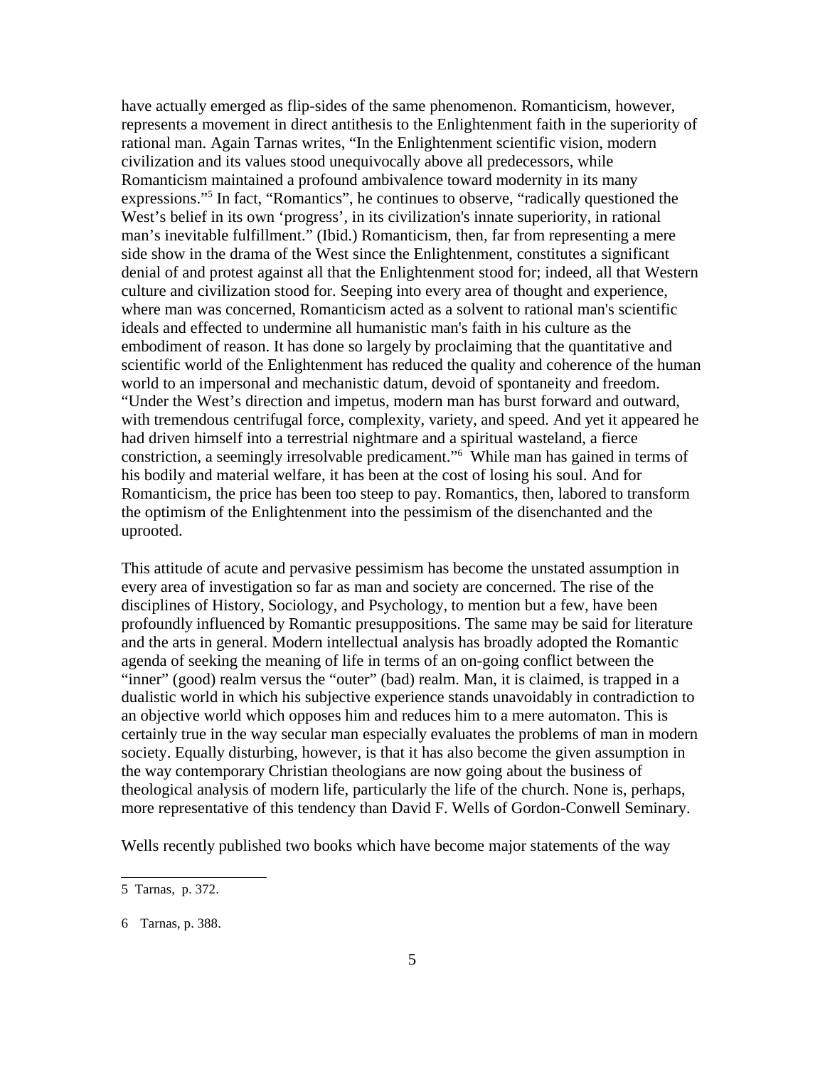have actually emerged as flip-sides of the same phenomenon. Romanticism, however, represents a movement in direct antithesis to the Enlightenment faith in the superiority of rational man. Again Tarnas writes, "In the Enlightenment scientific vision, modern civilization and its values stood unequivocally above all predecessors, while Romanticism maintained a profound ambivalence toward modernity in its many expressions."[5] In fact, "Romantics", he continues to observe, "radically questioned the West's belief in its own 'progress', in its civilization's innate superiority, in rational man's inevitable fulfillment." (Ibid.) Romanticism, then, far from representing a mere side show in the drama of the West since the Enlightenment, constitutes a significant denial of and protest against all that the Enlightenment stood for; indeed, all that Western culture and civilization stood for. Seeping into every area of thought and experience, where man was concerned, Romanticism acted as a solvent to rational man's scientific ideals and effected to undermine all humanistic man's faith in his culture as the embodiment of reason. It has done so largely by proclaiming that the quantitative and scientific world of the Enlightenment has reduced the quality and coherence of the human world to an impersonal and mechanistic datum, devoid of spontaneity and freedom. "Under the West's direction and impetus, modern man has burst forward and outward, with tremendous centrifugal force, complexity, variety, and speed. And yet it appeared he had driven himself into a terrestrial nightmare and a spiritual wasteland, a fierce constriction, a seemingly irresolvable predicament."[6] While man has gained in terms of his bodily and material welfare, it has been at the cost of losing his soul. And for Romanticism, the price has been too steep to pay. Romantics, then, labored to transform the optimism of the Enlightenment into the pessimism of the disenchanted and the uprooted.

This attitude of acute and pervasive pessimism has become the unstated assumption in every area of investigation so far as man and society are concerned. The rise of the disciplines of History, Sociology, and Psychology, to mention but a few, have been profoundly influenced by Romantic presuppositions. The same may be said for literature and the arts in general. Modern intellectual analysis has broadly adopted the Romantic agenda of seeking the meaning of life in terms of an on-going conflict between the "inner" (good) realm versus the "outer" (bad) realm. Man, it is claimed, is trapped in a dualistic world in which his subjective experience stands unavoidably in contradiction to an objective world which opposes him and reduces him to a mere automaton. This is certainly true in the way secular man especially evaluates the problems of man in modern society. Equally disturbing, however, is that it has also become the given assumption in the way contemporary Christian theologians are now going about the business of theological analysis of modern life, particularly the life of the church. None is, perhaps, more representative of this tendency than David F. Wells of Gordon-Conwell Seminary.

Wells recently published two books which have become major statements of the way

---

5 Tarnas, p. 372.

6 Tarnas, p. 388.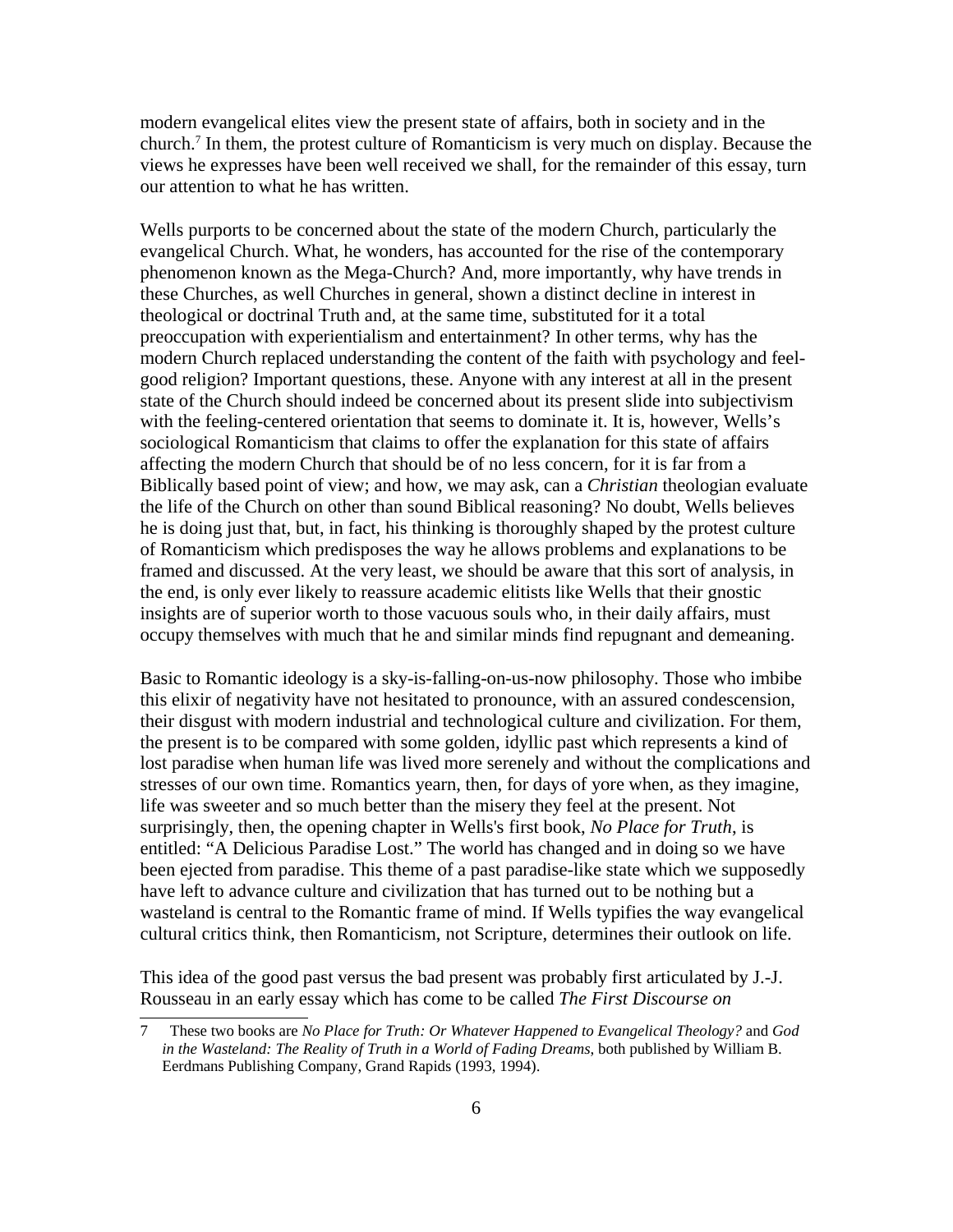modern evangelical elites view the present state of affairs, both in society and in the church.[7] In them, the protest culture of Romanticism is very much on display. Because the views he expresses have been well received we shall, for the remainder of this essay, turn our attention to what he has written.

Wells purports to be concerned about the state of the modern Church, particularly the evangelical Church. What, he wonders, has accounted for the rise of the contemporary phenomenon known as the Mega-Church? And, more importantly, why have trends in these Churches, as well Churches in general, shown a distinct decline in interest in theological or doctrinal Truth and, at the same time, substituted for it a total preoccupation with experientialism and entertainment? In other terms, why has the modern Church replaced understanding the content of the faith with psychology and feel-good religion? Important questions, these. Anyone with any interest at all in the present state of the Church should indeed be concerned about its present slide into subjectivism with the feeling-centered orientation that seems to dominate it. It is, however, Wells's sociological Romanticism that claims to offer the explanation for this state of affairs affecting the modern Church that should be of no less concern, for it is far from a Biblically based point of view; and how, we may ask, can a *Christian* theologian evaluate the life of the Church on other than sound Biblical reasoning? No doubt, Wells believes he is doing just that, but, in fact, his thinking is thoroughly shaped by the protest culture of Romanticism which predisposes the way he allows problems and explanations to be framed and discussed. At the very least, we should be aware that this sort of analysis, in the end, is only ever likely to reassure academic elitists like Wells that their gnostic insights are of superior worth to those vacuous souls who, in their daily affairs, must occupy themselves with much that he and similar minds find repugnant and demeaning.

Basic to Romantic ideology is a sky-is-falling-on-us-now philosophy. Those who imbibe this elixir of negativity have not hesitated to pronounce, with an assured condescension, their disgust with modern industrial and technological culture and civilization. For them, the present is to be compared with some golden, idyllic past which represents a kind of lost paradise when human life was lived more serenely and without the complications and stresses of our own time. Romantics yearn, then, for days of yore when, as they imagine, life was sweeter and so much better than the misery they feel at the present. Not surprisingly, then, the opening chapter in Wells's first book, *No Place for Truth*, is entitled: "A Delicious Paradise Lost." The world has changed and in doing so we have been ejected from paradise. This theme of a past paradise-like state which we supposedly have left to advance culture and civilization that has turned out to be nothing but a wasteland is central to the Romantic frame of mind. If Wells typifies the way evangelical cultural critics think, then Romanticism, not Scripture, determines their outlook on life.

This idea of the good past versus the bad present was probably first articulated by J.-J. Rousseau in an early essay which has come to be called *The First Discourse on*

---

7 These two books are *No Place for Truth: Or Whatever Happened to Evangelical Theology?* and *God in the Wasteland: The Reality of Truth in a World of Fading Dreams*, both published by William B. Eerdmans Publishing Company, Grand Rapids (1993, 1994).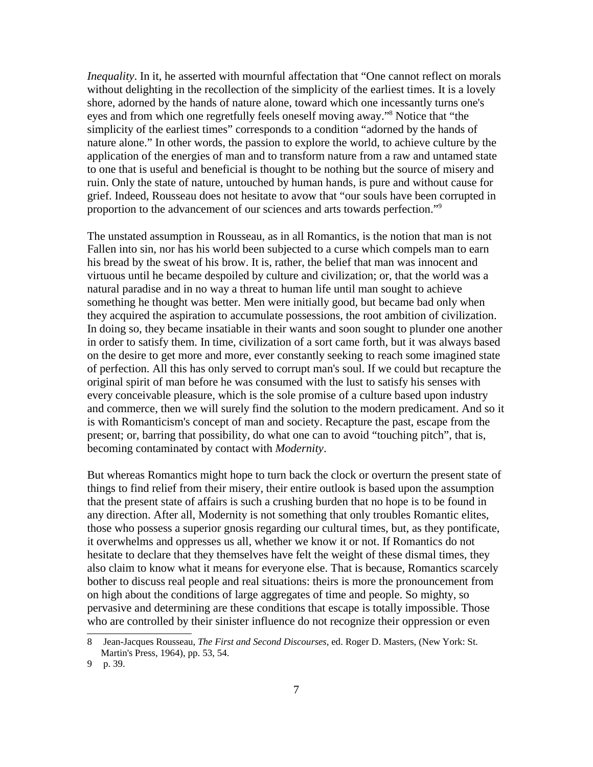*Inequality*. In it, he asserted with mournful affectation that "One cannot reflect on morals without delighting in the recollection of the simplicity of the earliest times. It is a lovely shore, adorned by the hands of nature alone, toward which one incessantly turns one's eyes and from which one regretfully feels oneself moving away."[8] Notice that "the simplicity of the earliest times" corresponds to a condition "adorned by the hands of nature alone." In other words, the passion to explore the world, to achieve culture by the application of the energies of man and to transform nature from a raw and untamed state to one that is useful and beneficial is thought to be nothing but the source of misery and ruin. Only the state of nature, untouched by human hands, is pure and without cause for grief. Indeed, Rousseau does not hesitate to avow that "our souls have been corrupted in proportion to the advancement of our sciences and arts towards perfection."[9]

The unstated assumption in Rousseau, as in all Romantics, is the notion that man is not Fallen into sin, nor has his world been subjected to a curse which compels man to earn his bread by the sweat of his brow. It is, rather, the belief that man was innocent and virtuous until he became despoiled by culture and civilization; or, that the world was a natural paradise and in no way a threat to human life until man sought to achieve something he thought was better. Men were initially good, but became bad only when they acquired the aspiration to accumulate possessions, the root ambition of civilization. In doing so, they became insatiable in their wants and soon sought to plunder one another in order to satisfy them. In time, civilization of a sort came forth, but it was always based on the desire to get more and more, ever constantly seeking to reach some imagined state of perfection. All this has only served to corrupt man's soul. If we could but recapture the original spirit of man before he was consumed with the lust to satisfy his senses with every conceivable pleasure, which is the sole promise of a culture based upon industry and commerce, then we will surely find the solution to the modern predicament. And so it is with Romanticism's concept of man and society. Recapture the past, escape from the present; or, barring that possibility, do what one can to avoid "touching pitch", that is, becoming contaminated by contact with *Modernity*.

But whereas Romantics might hope to turn back the clock or overturn the present state of things to find relief from their misery, their entire outlook is based upon the assumption that the present state of affairs is such a crushing burden that no hope is to be found in any direction. After all, Modernity is not something that only troubles Romantic elites, those who possess a superior gnosis regarding our cultural times, but, as they pontificate, it overwhelms and oppresses us all, whether we know it or not. If Romantics do not hesitate to declare that they themselves have felt the weight of these dismal times, they also claim to know what it means for everyone else. That is because, Romantics scarcely bother to discuss real people and real situations: theirs is more the pronouncement from on high about the conditions of large aggregates of time and people. So mighty, so pervasive and determining are these conditions that escape is totally impossible. Those who are controlled by their sinister influence do not recognize their oppression or even

---

8 Jean-Jacques Rousseau, *The First and Second Discourses*, ed. Roger D. Masters, (New York: St. Martin's Press, 1964), pp. 53, 54.

9 p. 39.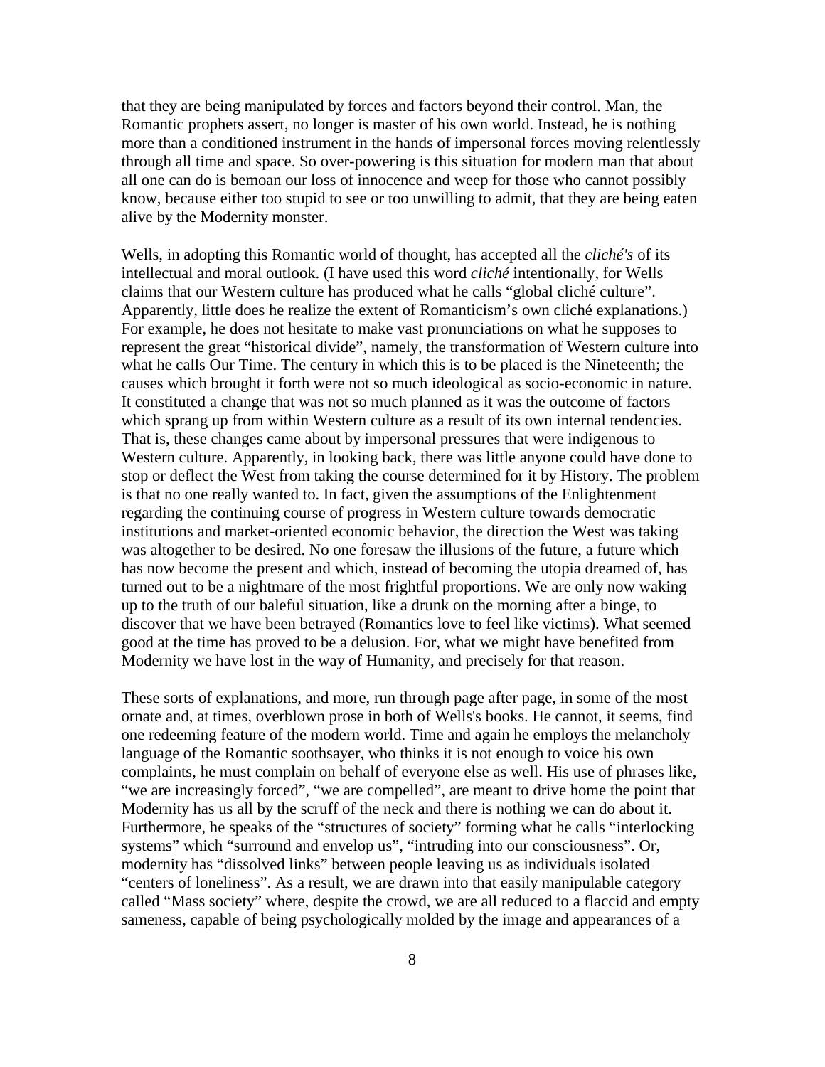that they are being manipulated by forces and factors beyond their control. Man, the Romantic prophets assert, no longer is master of his own world. Instead, he is nothing more than a conditioned instrument in the hands of impersonal forces moving relentlessly through all time and space. So over-powering is this situation for modern man that about all one can do is bemoan our loss of innocence and weep for those who cannot possibly know, because either too stupid to see or too unwilling to admit, that they are being eaten alive by the Modernity monster.

Wells, in adopting this Romantic world of thought, has accepted all the *cliché's* of its intellectual and moral outlook. (I have used this word *cliché* intentionally, for Wells claims that our Western culture has produced what he calls "global cliché culture". Apparently, little does he realize the extent of Romanticism's own cliché explanations.) For example, he does not hesitate to make vast pronunciations on what he supposes to represent the great "historical divide", namely, the transformation of Western culture into what he calls Our Time. The century in which this is to be placed is the Nineteenth; the causes which brought it forth were not so much ideological as socio-economic in nature. It constituted a change that was not so much planned as it was the outcome of factors which sprang up from within Western culture as a result of its own internal tendencies. That is, these changes came about by impersonal pressures that were indigenous to Western culture. Apparently, in looking back, there was little anyone could have done to stop or deflect the West from taking the course determined for it by History. The problem is that no one really wanted to. In fact, given the assumptions of the Enlightenment regarding the continuing course of progress in Western culture towards democratic institutions and market-oriented economic behavior, the direction the West was taking was altogether to be desired. No one foresaw the illusions of the future, a future which has now become the present and which, instead of becoming the utopia dreamed of, has turned out to be a nightmare of the most frightful proportions. We are only now waking up to the truth of our baleful situation, like a drunk on the morning after a binge, to discover that we have been betrayed (Romantics love to feel like victims). What seemed good at the time has proved to be a delusion. For, what we might have benefited from Modernity we have lost in the way of Humanity, and precisely for that reason.

These sorts of explanations, and more, run through page after page, in some of the most ornate and, at times, overblown prose in both of Wells's books. He cannot, it seems, find one redeeming feature of the modern world. Time and again he employs the melancholy language of the Romantic soothsayer, who thinks it is not enough to voice his own complaints, he must complain on behalf of everyone else as well. His use of phrases like, "we are increasingly forced", "we are compelled", are meant to drive home the point that Modernity has us all by the scruff of the neck and there is nothing we can do about it. Furthermore, he speaks of the "structures of society" forming what he calls "interlocking systems" which "surround and envelop us", "intruding into our consciousness". Or, modernity has "dissolved links" between people leaving us as individuals isolated "centers of loneliness". As a result, we are drawn into that easily manipulable category called "Mass society" where, despite the crowd, we are all reduced to a flaccid and empty sameness, capable of being psychologically molded by the image and appearances of a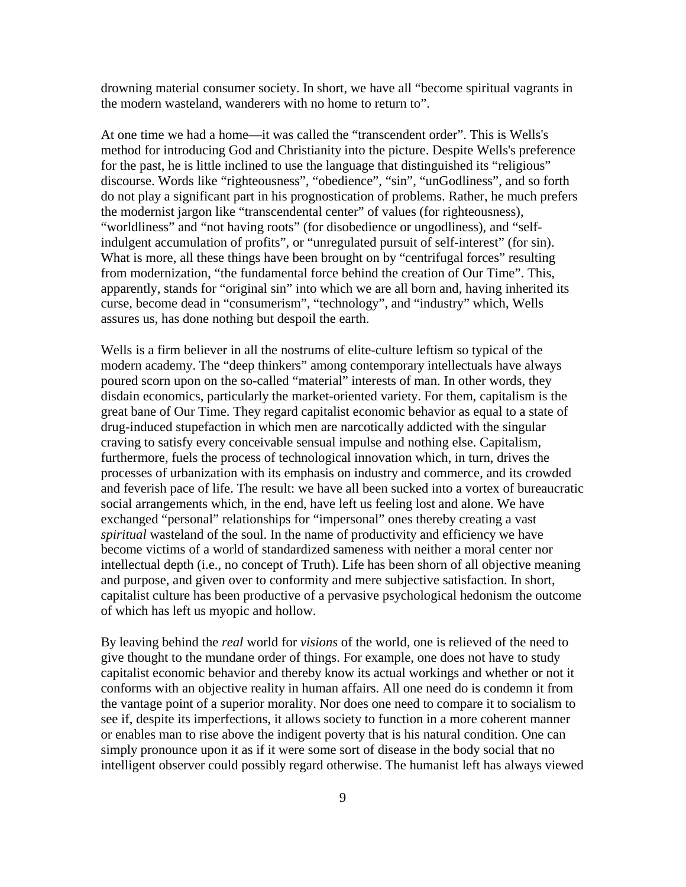drowning material consumer society. In short, we have all "become spiritual vagrants in the modern wasteland, wanderers with no home to return to".

At one time we had a home—it was called the "transcendent order". This is Wells's method for introducing God and Christianity into the picture. Despite Wells's preference for the past, he is little inclined to use the language that distinguished its "religious" discourse. Words like "righteousness", "obedience", "sin", "unGodliness", and so forth do not play a significant part in his prognostication of problems. Rather, he much prefers the modernist jargon like "transcendental center" of values (for righteousness), "worldliness" and "not having roots" (for disobedience or ungodliness), and "self-indulgent accumulation of profits", or "unregulated pursuit of self-interest" (for sin). What is more, all these things have been brought on by "centrifugal forces" resulting from modernization, "the fundamental force behind the creation of Our Time". This, apparently, stands for "original sin" into which we are all born and, having inherited its curse, become dead in "consumerism", "technology", and "industry" which, Wells assures us, has done nothing but despoil the earth.

Wells is a firm believer in all the nostrums of elite-culture leftism so typical of the modern academy. The "deep thinkers" among contemporary intellectuals have always poured scorn upon on the so-called "material" interests of man. In other words, they disdain economics, particularly the market-oriented variety. For them, capitalism is the great bane of Our Time. They regard capitalist economic behavior as equal to a state of drug-induced stupefaction in which men are narcotically addicted with the singular craving to satisfy every conceivable sensual impulse and nothing else. Capitalism, furthermore, fuels the process of technological innovation which, in turn, drives the processes of urbanization with its emphasis on industry and commerce, and its crowded and feverish pace of life. The result: we have all been sucked into a vortex of bureaucratic social arrangements which, in the end, have left us feeling lost and alone. We have exchanged "personal" relationships for "impersonal" ones thereby creating a vast *spiritual* wasteland of the soul. In the name of productivity and efficiency we have become victims of a world of standardized sameness with neither a moral center nor intellectual depth (i.e., no concept of Truth). Life has been shorn of all objective meaning and purpose, and given over to conformity and mere subjective satisfaction. In short, capitalist culture has been productive of a pervasive psychological hedonism the outcome of which has left us myopic and hollow.

By leaving behind the *real* world for *visions* of the world, one is relieved of the need to give thought to the mundane order of things. For example, one does not have to study capitalist economic behavior and thereby know its actual workings and whether or not it conforms with an objective reality in human affairs. All one need do is condemn it from the vantage point of a superior morality. Nor does one need to compare it to socialism to see if, despite its imperfections, it allows society to function in a more coherent manner or enables man to rise above the indigent poverty that is his natural condition. One can simply pronounce upon it as if it were some sort of disease in the body social that no intelligent observer could possibly regard otherwise. The humanist left has always viewed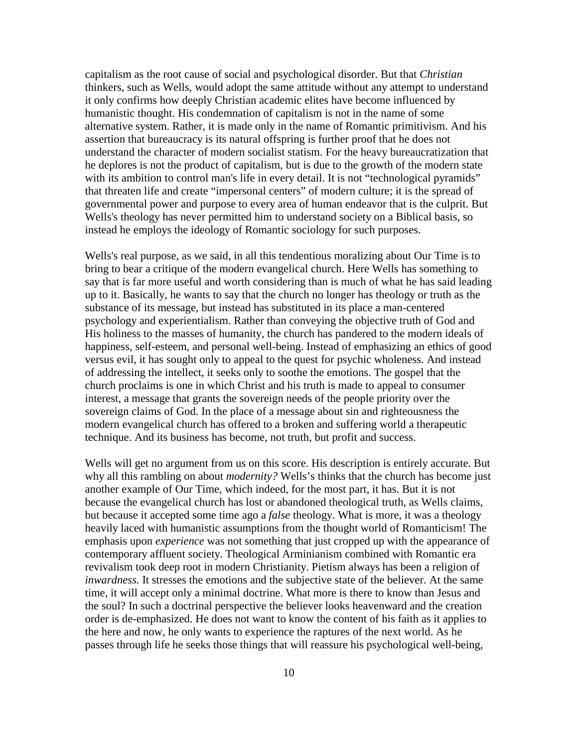capitalism as the root cause of social and psychological disorder. But that *Christian* thinkers, such as Wells, would adopt the same attitude without any attempt to understand it only confirms how deeply Christian academic elites have become influenced by humanistic thought. His condemnation of capitalism is not in the name of some alternative system. Rather, it is made only in the name of Romantic primitivism. And his assertion that bureaucracy is its natural offspring is further proof that he does not understand the character of modern socialist statism. For the heavy bureaucratization that he deplores is not the product of capitalism, but is due to the growth of the modern state with its ambition to control man's life in every detail. It is not "technological pyramids" that threaten life and create "impersonal centers" of modern culture; it is the spread of governmental power and purpose to every area of human endeavor that is the culprit. But Wells's theology has never permitted him to understand society on a Biblical basis, so instead he employs the ideology of Romantic sociology for such purposes.

Wells's real purpose, as we said, in all this tendentious moralizing about Our Time is to bring to bear a critique of the modern evangelical church. Here Wells has something to say that is far more useful and worth considering than is much of what he has said leading up to it. Basically, he wants to say that the church no longer has theology or truth as the substance of its message, but instead has substituted in its place a man-centered psychology and experientialism. Rather than conveying the objective truth of God and His holiness to the masses of humanity, the church has pandered to the modern ideals of happiness, self-esteem, and personal well-being. Instead of emphasizing an ethics of good versus evil, it has sought only to appeal to the quest for psychic wholeness. And instead of addressing the intellect, it seeks only to soothe the emotions. The gospel that the church proclaims is one in which Christ and his truth is made to appeal to consumer interest, a message that grants the sovereign needs of the people priority over the sovereign claims of God. In the place of a message about sin and righteousness the modern evangelical church has offered to a broken and suffering world a therapeutic technique. And its business has become, not truth, but profit and success.

Wells will get no argument from us on this score. His description is entirely accurate. But why all this rambling on about *modernity?* Wells's thinks that the church has become just another example of Our Time, which indeed, for the most part, it has. But it is not because the evangelical church has lost or abandoned theological truth, as Wells claims, but because it accepted some time ago a *false* theology. What is more, it was a theology heavily laced with humanistic assumptions from the thought world of Romanticism! The emphasis upon *experience* was not something that just cropped up with the appearance of contemporary affluent society. Theological Arminianism combined with Romantic era revivalism took deep root in modern Christianity. Pietism always has been a religion of *inwardness.* It stresses the emotions and the subjective state of the believer. At the same time, it will accept only a minimal doctrine. What more is there to know than Jesus and the soul? In such a doctrinal perspective the believer looks heavenward and the creation order is de-emphasized. He does not want to know the content of his faith as it applies to the here and now, he only wants to experience the raptures of the next world. As he passes through life he seeks those things that will reassure his psychological well-being,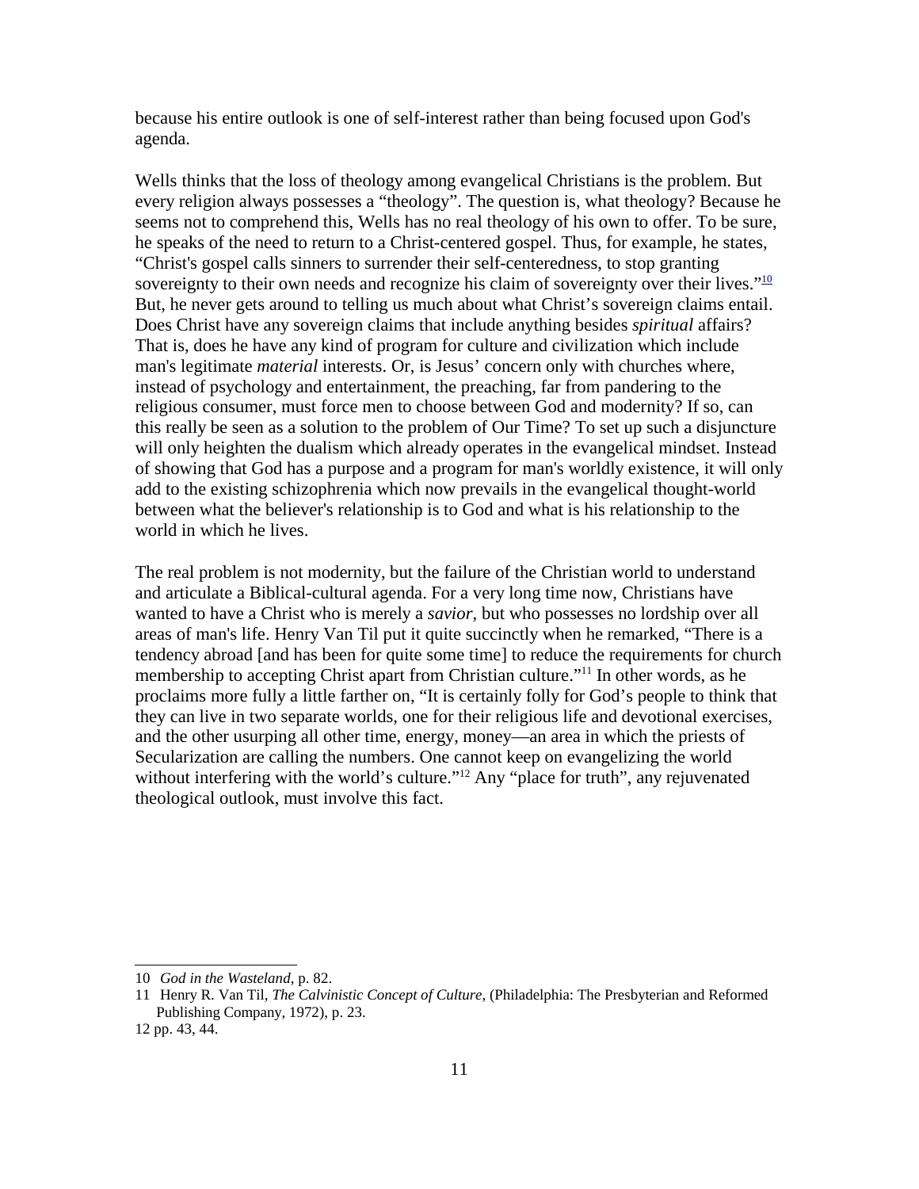because his entire outlook is one of self-interest rather than being focused upon God's agenda.

Wells thinks that the loss of theology among evangelical Christians is the problem. But every religion always possesses a "theology". The question is, what theology? Because he seems not to comprehend this, Wells has no real theology of his own to offer. To be sure, he speaks of the need to return to a Christ-centered gospel. Thus, for example, he states, "Christ's gospel calls sinners to surrender their self-centeredness, to stop granting sovereignty to their own needs and recognize his claim of sovereignty over their lives."[10] But, he never gets around to telling us much about what Christ's sovereign claims entail. Does Christ have any sovereign claims that include anything besides *spiritual* affairs? That is, does he have any kind of program for culture and civilization which include man's legitimate *material* interests. Or, is Jesus' concern only with churches where, instead of psychology and entertainment, the preaching, far from pandering to the religious consumer, must force men to choose between God and modernity? If so, can this really be seen as a solution to the problem of Our Time? To set up such a disjuncture will only heighten the dualism which already operates in the evangelical mindset. Instead of showing that God has a purpose and a program for man's worldly existence, it will only add to the existing schizophrenia which now prevails in the evangelical thought-world between what the believer's relationship is to God and what is his relationship to the world in which he lives.

The real problem is not modernity, but the failure of the Christian world to understand and articulate a Biblical-cultural agenda. For a very long time now, Christians have wanted to have a Christ who is merely a *savior,* but who possesses no lordship over all areas of man's life. Henry Van Til put it quite succinctly when he remarked, "There is a tendency abroad [and has been for quite some time] to reduce the requirements for church membership to accepting Christ apart from Christian culture."[11] In other words, as he proclaims more fully a little farther on, "It is certainly folly for God's people to think that they can live in two separate worlds, one for their religious life and devotional exercises, and the other usurping all other time, energy, money—an area in which the priests of Secularization are calling the numbers. One cannot keep on evangelizing the world without interfering with the world's culture."[12] Any "place for truth", any rejuvenated theological outlook, must involve this fact.

---

10 *God in the Wasteland*, p. 82.

11 Henry R. Van Til, *The Calvinistic Concept of Culture*, (Philadelphia: The Presbyterian and Reformed Publishing Company, 1972), p. 23.

12 pp. 43, 44.